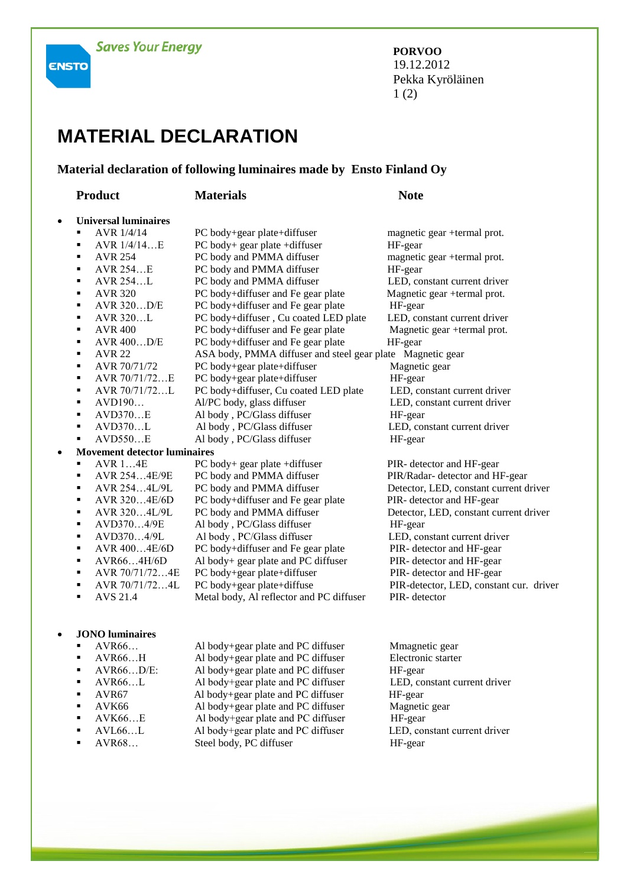Saves Your Energy

ENSTO

**PORVOO**
19.12.2012
Pekka Kyröläinen

# MATERIAL DECLARATION

**Material declaration of following luminaires made by Ensto Finland Oy**

| Product | Materials | Note |
|---|---|---|
| **Universal luminaires** | | |
| AVR 1/4/14 | PC body+gear plate+diffuser | magnetic gear +termal prot. |
| AVR 1/4/14…E | PC body+ gear plate +diffuser | HF-gear |
| AVR 254 | PC body and PMMA diffuser | magnetic gear +termal prot. |
| AVR 254…E | PC body and PMMA diffuser | HF-gear |
| AVR 254…L | PC body and PMMA diffuser | LED, constant current driver |
| AVR 320 | PC body+diffuser and Fe gear plate | Magnetic gear +termal prot. |
| AVR 320…D/E | PC body+diffuser and Fe gear plate | HF-gear |
| AVR 320…L | PC body+diffuser , Cu coated LED plate | LED, constant current driver |
| AVR 400 | PC body+diffuser and Fe gear plate | Magnetic gear +termal prot. |
| AVR 400…D/E | PC body+diffuser and Fe gear plate | HF-gear |
| AVR 22 | ASA body, PMMA diffuser and steel gear plate | Magnetic gear |
| AVR 70/71/72 | PC body+gear plate+diffuser | Magnetic gear |
| AVR 70/71/72…E | PC body+gear plate+diffuser | HF-gear |
| AVR 70/71/72…L | PC body+diffuser, Cu coated LED plate | LED, constant current driver |
| AVD190… | Al/PC body, glass diffuser | LED, constant current driver |
| AVD370…E | Al body , PC/Glass diffuser | HF-gear |
| AVD370…L | Al body , PC/Glass diffuser | LED, constant current driver |
| AVD550…E | Al body , PC/Glass diffuser | HF-gear |
| **Movement detector luminaires** | | |
| AVR 1…4E | PC body+ gear plate +diffuser | PIR- detector and HF-gear |
| AVR 254…4E/9E | PC body and PMMA diffuser | PIR/Radar- detector and HF-gear |
| AVR 254…4L/9L | PC body and PMMA diffuser | Detector, LED, constant current driver |
| AVR 320…4E/6D | PC body+diffuser and Fe gear plate | PIR- detector and HF-gear |
| AVR 320…4L/9L | PC body and PMMA diffuser | Detector, LED, constant current driver |
| AVD370…4/9E | Al body , PC/Glass diffuser | HF-gear |
| AVD370…4/9L | Al body , PC/Glass diffuser | LED, constant current driver |
| AVR 400…4E/6D | PC body+diffuser and Fe gear plate | PIR- detector and HF-gear |
| AVR66…4H/6D | Al body+ gear plate and PC diffuser | PIR- detector and HF-gear |
| AVR 70/71/72…4E | PC body+gear plate+diffuser | PIR- detector and HF-gear |
| AVR 70/71/72…4L | PC body+gear plate+diffuse | PIR-detector, LED, constant cur. driver |
| AVS 21.4 | Metal body, Al reflector and PC diffuser | PIR- detector |
| **JONO luminaires** | | |
| AVR66… | Al body+gear plate and PC diffuser | Mmagnetic gear |
| AVR66…H | Al body+gear plate and PC diffuser | Electronic starter |
| AVR66…D/E: | Al body+gear plate and PC diffuser | HF-gear |
| AVR66…L | Al body+gear plate and PC diffuser | LED, constant current driver |
| AVR67 | Al body+gear plate and PC diffuser | HF-gear |
| AVK66 | Al body+gear plate and PC diffuser | Magnetic gear |
| AVK66…E | Al body+gear plate and PC diffuser | HF-gear |
| AVL66…L | Al body+gear plate and PC diffuser | LED, constant current driver |
| AVR68… | Steel body, PC diffuser | HF-gear |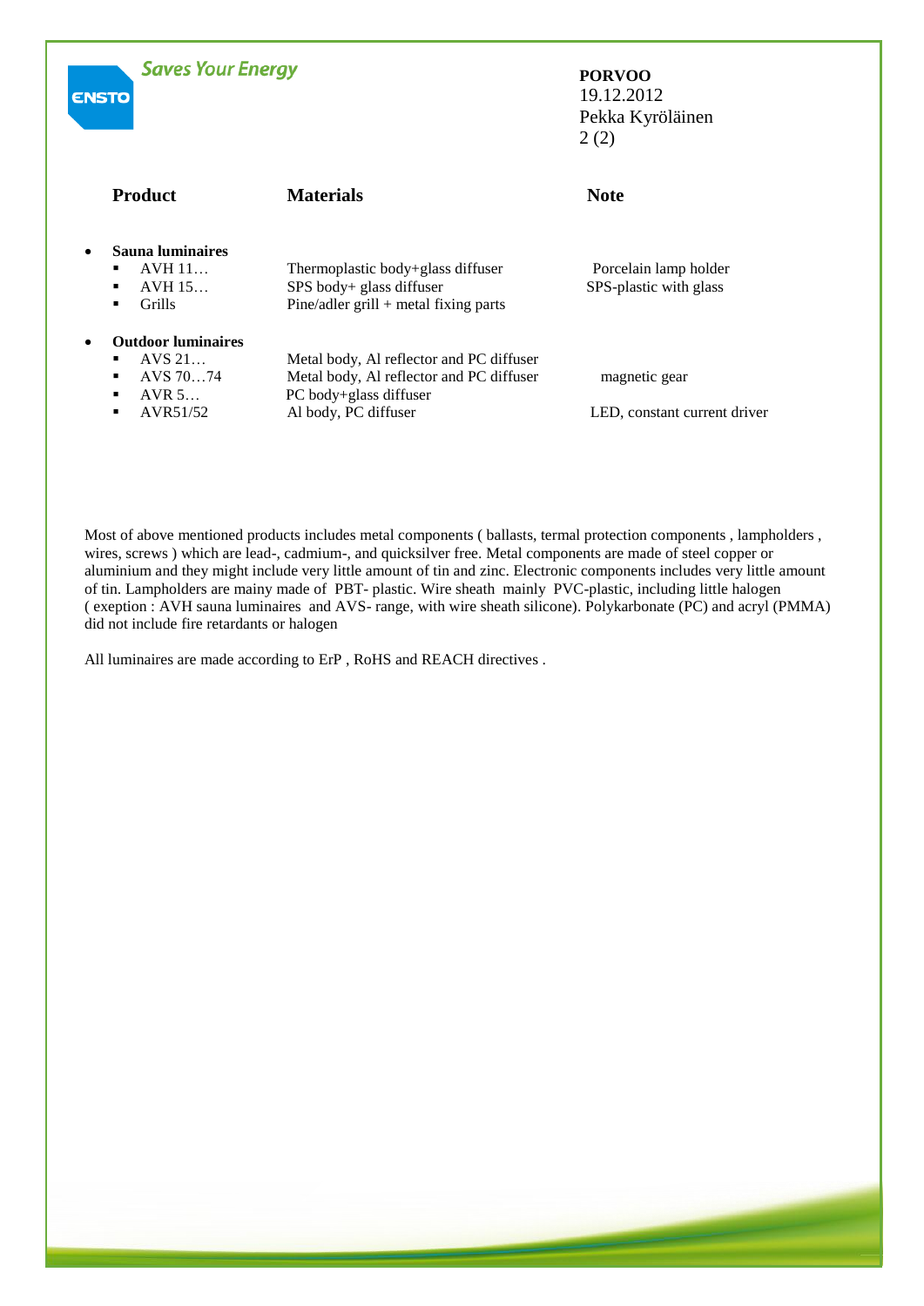**PORVOO**
19.12.2012
Pekka Kyröläinen

| Product | Materials | Note |
| --- | --- | --- |
| • **Sauna luminaires** | | |
| ▪ AVH 11… | Thermoplastic body+glass diffuser | Porcelain lamp holder |
| ▪ AVH 15… | SPS body+ glass diffuser | SPS-plastic with glass |
| ▪ Grills | Pine/adler grill + metal fixing parts | |
| • **Outdoor luminaires** | | |
| ▪ AVS 21… | Metal body, Al reflector and PC diffuser | |
| ▪ AVS 70…74 | Metal body, Al reflector and PC diffuser | magnetic gear |
| ▪ AVR 5… | PC body+glass diffuser | |
| ▪ AVR51/52 | Al body, PC diffuser | LED, constant current driver |

Most of above mentioned products includes metal components ( ballasts, termal protection components , lampholders , wires, screws ) which are lead-, cadmium-, and quicksilver free. Metal components are made of steel copper or aluminium and they might include very little amount of tin and zinc. Electronic components includes very little amount of tin. Lampholders are mainy made of PBT- plastic. Wire sheath mainly PVC-plastic, including little halogen ( exeption : AVH sauna luminaires and AVS- range, with wire sheath silicone). Polykarbonate (PC) and acryl (PMMA) did not include fire retardants or halogen

All luminaires are made according to ErP , RoHS and REACH directives .